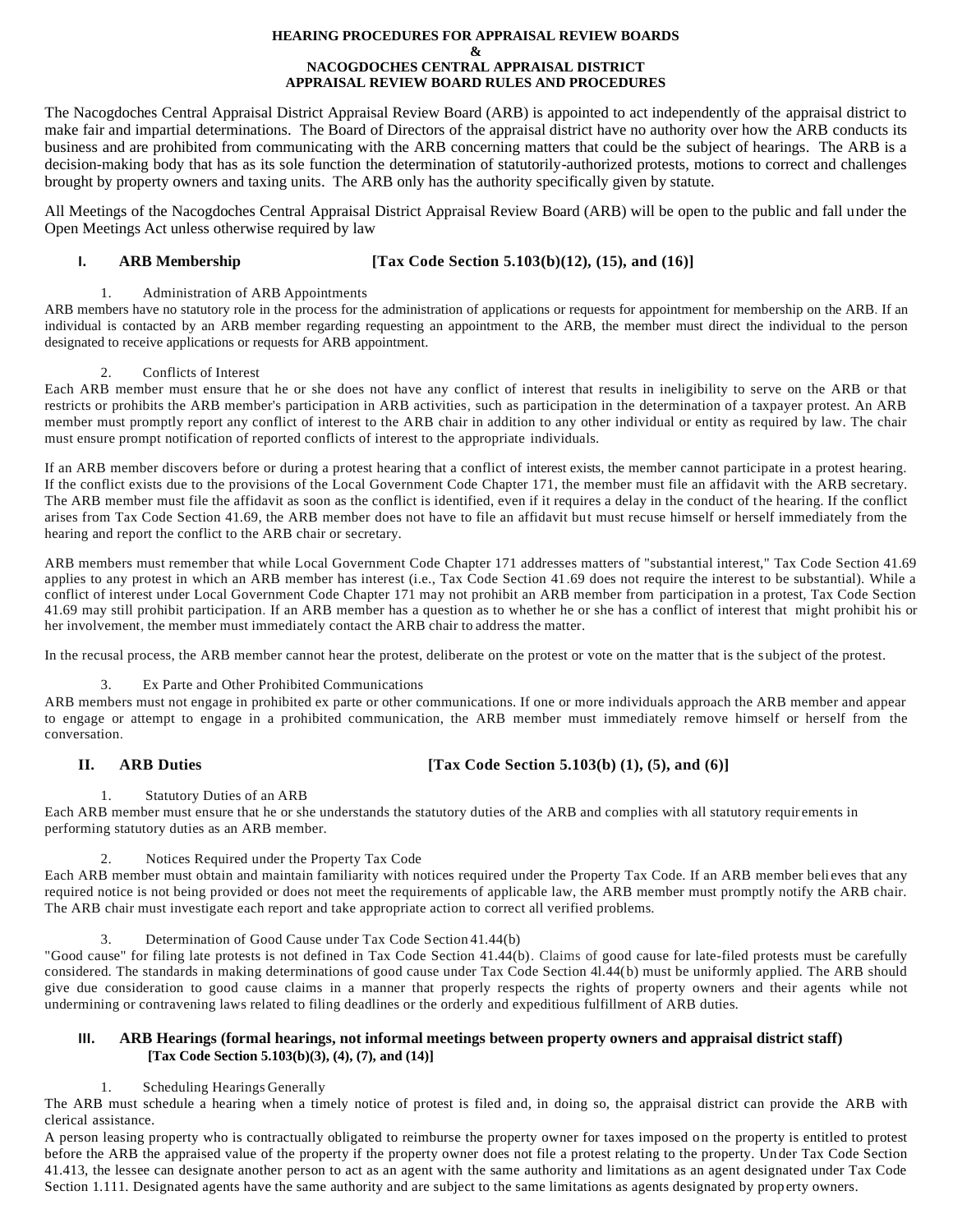# HEARING PROCEDURES FOR APPRAISAL REVIEW BOARDS
# &
# NACOGDOCHES CENTRAL APPRAISAL DISTRICT APPRAISAL REVIEW BOARD RULES AND PROCEDURES

The Nacogdoches Central Appraisal District Appraisal Review Board (ARB) is appointed to act independently of the appraisal district to make fair and impartial determinations. The Board of Directors of the appraisal district have no authority over how the ARB conducts its business and are prohibited from communicating with the ARB concerning matters that could be the subject of hearings. The ARB is a decision-making body that has as its sole function the determination of statutorily-authorized protests, motions to correct and challenges brought by property owners and taxing units. The ARB only has the authority specifically given by statute.

All Meetings of the Nacogdoches Central Appraisal District Appraisal Review Board (ARB) will be open to the public and fall under the Open Meetings Act unless otherwise required by law

## I. ARB Membership [Tax Code Section 5.103(b)(12), (15), and (16)]

### 1. Administration of ARB Appointments

ARB members have no statutory role in the process for the administration of applications or requests for appointment for membership on the ARB. If an individual is contacted by an ARB member regarding requesting an appointment to the ARB, the member must direct the individual to the person designated to receive applications or requests for ARB appointment.

### 2. Conflicts of Interest

Each ARB member must ensure that he or she does not have any conflict of interest that results in ineligibility to serve on the ARB or that restricts or prohibits the ARB member's participation in ARB activities, such as participation in the determination of a taxpayer protest. An ARB member must promptly report any conflict of interest to the ARB chair in addition to any other individual or entity as required by law. The chair must ensure prompt notification of reported conflicts of interest to the appropriate individuals.

If an ARB member discovers before or during a protest hearing that a conflict of interest exists, the member cannot participate in a protest hearing. If the conflict exists due to the provisions of the Local Government Code Chapter 171, the member must file an affidavit with the ARB secretary. The ARB member must file the affidavit as soon as the conflict is identified, even if it requires a delay in the conduct of the hearing. If the conflict arises from Tax Code Section 41.69, the ARB member does not have to file an affidavit but must recuse himself or herself immediately from the hearing and report the conflict to the ARB chair or secretary.

ARB members must remember that while Local Government Code Chapter 171 addresses matters of "substantial interest," Tax Code Section 41.69 applies to any protest in which an ARB member has interest (i.e., Tax Code Section 41.69 does not require the interest to be substantial). While a conflict of interest under Local Government Code Chapter 171 may not prohibit an ARB member from participation in a protest, Tax Code Section 41.69 may still prohibit participation. If an ARB member has a question as to whether he or she has a conflict of interest that might prohibit his or her involvement, the member must immediately contact the ARB chair to address the matter.

In the recusal process, the ARB member cannot hear the protest, deliberate on the protest or vote on the matter that is the subject of the protest.

### 3. Ex Parte and Other Prohibited Communications

ARB members must not engage in prohibited ex parte or other communications. If one or more individuals approach the ARB member and appear to engage or attempt to engage in a prohibited communication, the ARB member must immediately remove himself or herself from the conversation.

## II. ARB Duties [Tax Code Section 5.103(b) (1), (5), and (6)]

### 1. Statutory Duties of an ARB

Each ARB member must ensure that he or she understands the statutory duties of the ARB and complies with all statutory requirements in performing statutory duties as an ARB member.

### 2. Notices Required under the Property Tax Code

Each ARB member must obtain and maintain familiarity with notices required under the Property Tax Code. If an ARB member believes that any required notice is not being provided or does not meet the requirements of applicable law, the ARB member must promptly notify the ARB chair. The ARB chair must investigate each report and take appropriate action to correct all verified problems.

### 3. Determination of Good Cause under Tax Code Section 41.44(b)

"Good cause" for filing late protests is not defined in Tax Code Section 41.44(b). Claims of good cause for late-filed protests must be carefully considered. The standards in making determinations of good cause under Tax Code Section 4l.44(b) must be uniformly applied. The ARB should give due consideration to good cause claims in a manner that properly respects the rights of property owners and their agents while not undermining or contravening laws related to filing deadlines or the orderly and expeditious fulfillment of ARB duties.

## III. ARB Hearings (formal hearings, not informal meetings between property owners and appraisal district staff) [Tax Code Section 5.103(b)(3), (4), (7), and (14)]

### 1. Scheduling Hearings Generally

The ARB must schedule a hearing when a timely notice of protest is filed and, in doing so, the appraisal district can provide the ARB with clerical assistance.

A person leasing property who is contractually obligated to reimburse the property owner for taxes imposed on the property is entitled to protest before the ARB the appraised value of the property if the property owner does not file a protest relating to the property. Under Tax Code Section 41.413, the lessee can designate another person to act as an agent with the same authority and limitations as an agent designated under Tax Code Section 1.111. Designated agents have the same authority and are subject to the same limitations as agents designated by property owners.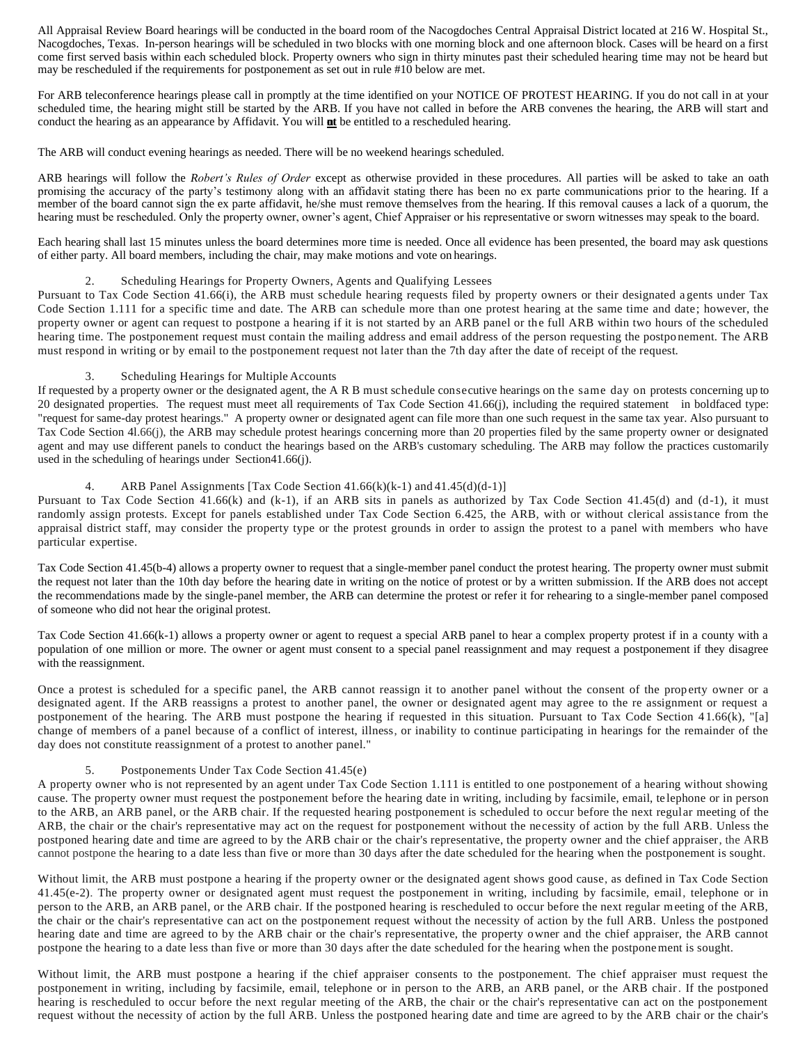All Appraisal Review Board hearings will be conducted in the board room of the Nacogdoches Central Appraisal District located at 216 W. Hospital St., Nacogdoches, Texas. In-person hearings will be scheduled in two blocks with one morning block and one afternoon block. Cases will be heard on a first come first served basis within each scheduled block. Property owners who sign in thirty minutes past their scheduled hearing time may not be heard but may be rescheduled if the requirements for postponement as set out in rule #10 below are met.

For ARB teleconference hearings please call in promptly at the time identified on your NOTICE OF PROTEST HEARING. If you do not call in at your scheduled time, the hearing might still be started by the ARB. If you have not called in before the ARB convenes the hearing, the ARB will start and conduct the hearing as an appearance by Affidavit. You will **nt** be entitled to a rescheduled hearing.

The ARB will conduct evening hearings as needed. There will be no weekend hearings scheduled.

ARB hearings will follow the *Robert's Rules of Order* except as otherwise provided in these procedures. All parties will be asked to take an oath promising the accuracy of the party's testimony along with an affidavit stating there has been no ex parte communications prior to the hearing. If a member of the board cannot sign the ex parte affidavit, he/she must remove themselves from the hearing. If this removal causes a lack of a quorum, the hearing must be rescheduled. Only the property owner, owner's agent, Chief Appraiser or his representative or sworn witnesses may speak to the board.

Each hearing shall last 15 minutes unless the board determines more time is needed. Once all evidence has been presented, the board may ask questions of either party. All board members, including the chair, may make motions and vote on hearings.

2. Scheduling Hearings for Property Owners, Agents and Qualifying Lessees

Pursuant to Tax Code Section 41.66(i), the ARB must schedule hearing requests filed by property owners or their designated agents under Tax Code Section 1.111 for a specific time and date. The ARB can schedule more than one protest hearing at the same time and date; however, the property owner or agent can request to postpone a hearing if it is not started by an ARB panel or the full ARB within two hours of the scheduled hearing time. The postponement request must contain the mailing address and email address of the person requesting the postponement. The ARB must respond in writing or by email to the postponement request not later than the 7th day after the date of receipt of the request.

3. Scheduling Hearings for Multiple Accounts

If requested by a property owner or the designated agent, the A R B must schedule consecutive hearings on the same day on protests concerning up to 20 designated properties. The request must meet all requirements of Tax Code Section 41.66(j), including the required statement in boldfaced type: "request for same-day protest hearings." A property owner or designated agent can file more than one such request in the same tax year. Also pursuant to Tax Code Section 4l.66(j), the ARB may schedule protest hearings concerning more than 20 properties filed by the same property owner or designated agent and may use different panels to conduct the hearings based on the ARB's customary scheduling. The ARB may follow the practices customarily used in the scheduling of hearings under Section41.66(j).

4. ARB Panel Assignments [Tax Code Section 41.66(k)(k-1) and 41.45(d)(d-1)]

Pursuant to Tax Code Section 41.66(k) and (k-1), if an ARB sits in panels as authorized by Tax Code Section 41.45(d) and (d-1), it must randomly assign protests. Except for panels established under Tax Code Section 6.425, the ARB, with or without clerical assistance from the appraisal district staff, may consider the property type or the protest grounds in order to assign the protest to a panel with members who have particular expertise.

Tax Code Section 41.45(b-4) allows a property owner to request that a single-member panel conduct the protest hearing. The property owner must submit the request not later than the 10th day before the hearing date in writing on the notice of protest or by a written submission. If the ARB does not accept the recommendations made by the single-panel member, the ARB can determine the protest or refer it for rehearing to a single-member panel composed of someone who did not hear the original protest.

Tax Code Section 41.66(k-1) allows a property owner or agent to request a special ARB panel to hear a complex property protest if in a county with a population of one million or more. The owner or agent must consent to a special panel reassignment and may request a postponement if they disagree with the reassignment.

Once a protest is scheduled for a specific panel, the ARB cannot reassign it to another panel without the consent of the property owner or a designated agent. If the ARB reassigns a protest to another panel, the owner or designated agent may agree to the re assignment or request a postponement of the hearing. The ARB must postpone the hearing if requested in this situation. Pursuant to Tax Code Section 41.66(k), "[a] change of members of a panel because of a conflict of interest, illness, or inability to continue participating in hearings for the remainder of the day does not constitute reassignment of a protest to another panel."

5. Postponements Under Tax Code Section 41.45(e)

A property owner who is not represented by an agent under Tax Code Section 1.111 is entitled to one postponement of a hearing without showing cause. The property owner must request the postponement before the hearing date in writing, including by facsimile, email, telephone or in person to the ARB, an ARB panel, or the ARB chair. If the requested hearing postponement is scheduled to occur before the next regular meeting of the ARB, the chair or the chair's representative may act on the request for postponement without the necessity of action by the full ARB. Unless the postponed hearing date and time are agreed to by the ARB chair or the chair's representative, the property owner and the chief appraiser, the ARB cannot postpone the hearing to a date less than five or more than 30 days after the date scheduled for the hearing when the postponement is sought.

Without limit, the ARB must postpone a hearing if the property owner or the designated agent shows good cause, as defined in Tax Code Section 41.45(e-2). The property owner or designated agent must request the postponement in writing, including by facsimile, email, telephone or in person to the ARB, an ARB panel, or the ARB chair. If the postponed hearing is rescheduled to occur before the next regular meeting of the ARB, the chair or the chair's representative can act on the postponement request without the necessity of action by the full ARB. Unless the postponed hearing date and time are agreed to by the ARB chair or the chair's representative, the property owner and the chief appraiser, the ARB cannot postpone the hearing to a date less than five or more than 30 days after the date scheduled for the hearing when the postponement is sought.

Without limit, the ARB must postpone a hearing if the chief appraiser consents to the postponement. The chief appraiser must request the postponement in writing, including by facsimile, email, telephone or in person to the ARB, an ARB panel, or the ARB chair. If the postponed hearing is rescheduled to occur before the next regular meeting of the ARB, the chair or the chair's representative can act on the postponement request without the necessity of action by the full ARB. Unless the postponed hearing date and time are agreed to by the ARB chair or the chair's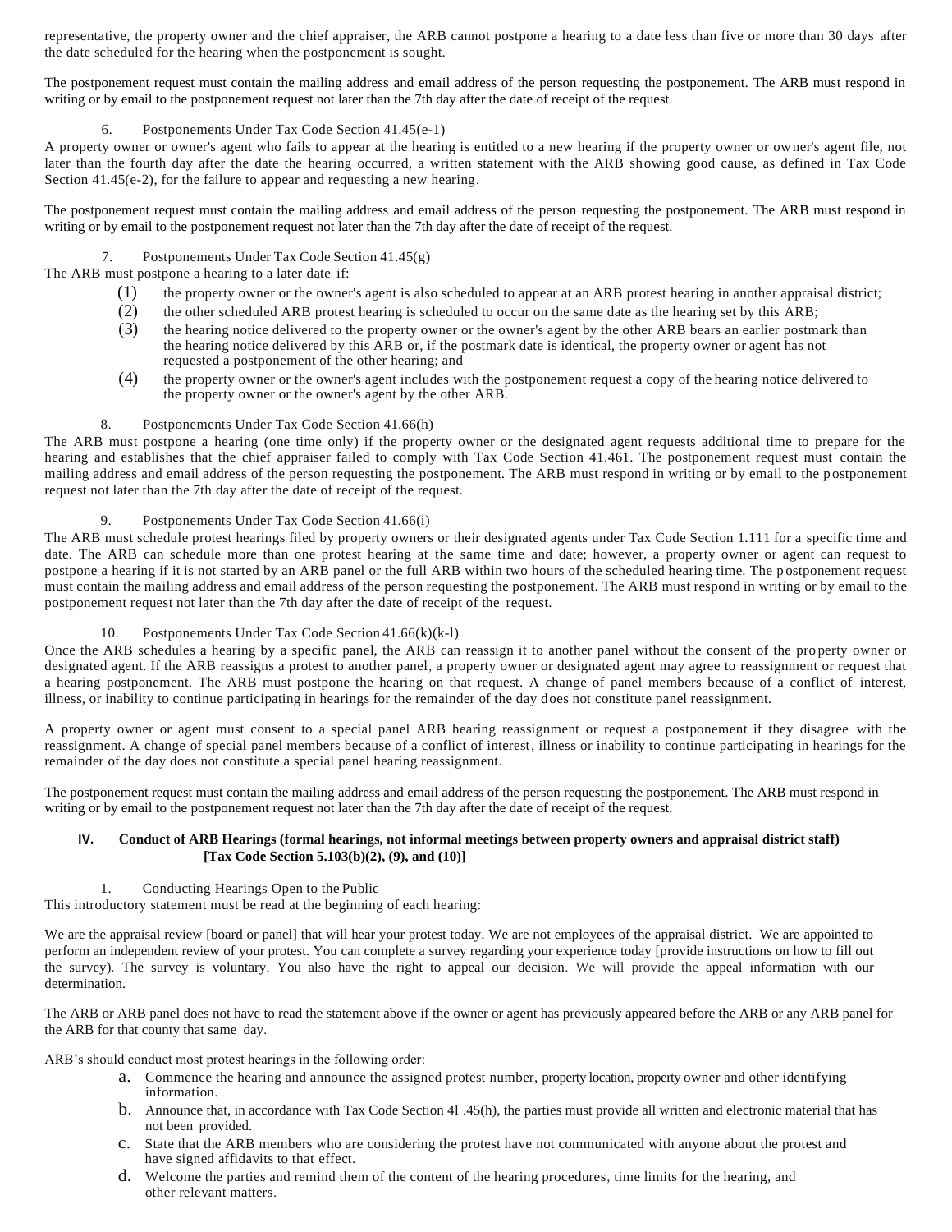representative, the property owner and the chief appraiser, the ARB cannot postpone a hearing to a date less than five or more than 30 days after the date scheduled for the hearing when the postponement is sought.

The postponement request must contain the mailing address and email address of the person requesting the postponement. The ARB must respond in writing or by email to the postponement request not later than the 7th day after the date of receipt of the request.

6. Postponements Under Tax Code Section 41.45(e-1)

A property owner or owner's agent who fails to appear at the hearing is entitled to a new hearing if the property owner or owner's agent file, not later than the fourth day after the date the hearing occurred, a written statement with the ARB showing good cause, as defined in Tax Code Section 41.45(e-2), for the failure to appear and requesting a new hearing.

The postponement request must contain the mailing address and email address of the person requesting the postponement. The ARB must respond in writing or by email to the postponement request not later than the 7th day after the date of receipt of the request.

7. Postponements Under Tax Code Section 41.45(g)

The ARB must postpone a hearing to a later date if:

(1) the property owner or the owner's agent is also scheduled to appear at an ARB protest hearing in another appraisal district;
(2) the other scheduled ARB protest hearing is scheduled to occur on the same date as the hearing set by this ARB;
(3) the hearing notice delivered to the property owner or the owner's agent by the other ARB bears an earlier postmark than the hearing notice delivered by this ARB or, if the postmark date is identical, the property owner or agent has not requested a postponement of the other hearing; and
(4) the property owner or the owner's agent includes with the postponement request a copy of the hearing notice delivered to the property owner or the owner's agent by the other ARB.

8. Postponements Under Tax Code Section 41.66(h)

The ARB must postpone a hearing (one time only) if the property owner or the designated agent requests additional time to prepare for the hearing and establishes that the chief appraiser failed to comply with Tax Code Section 41.461. The postponement request must contain the mailing address and email address of the person requesting the postponement. The ARB must respond in writing or by email to the postponement request not later than the 7th day after the date of receipt of the request.

9. Postponements Under Tax Code Section 41.66(i)

The ARB must schedule protest hearings filed by property owners or their designated agents under Tax Code Section 1.111 for a specific time and date. The ARB can schedule more than one protest hearing at the same time and date; however, a property owner or agent can request to postpone a hearing if it is not started by an ARB panel or the full ARB within two hours of the scheduled hearing time. The postponement request must contain the mailing address and email address of the person requesting the postponement. The ARB must respond in writing or by email to the postponement request not later than the 7th day after the date of receipt of the request.

10. Postponements Under Tax Code Section 41.66(k)(k-l)

Once the ARB schedules a hearing by a specific panel, the ARB can reassign it to another panel without the consent of the property owner or designated agent. If the ARB reassigns a protest to another panel, a property owner or designated agent may agree to reassignment or request that a hearing postponement. The ARB must postpone the hearing on that request. A change of panel members because of a conflict of interest, illness, or inability to continue participating in hearings for the remainder of the day does not constitute panel reassignment.

A property owner or agent must consent to a special panel ARB hearing reassignment or request a postponement if they disagree with the reassignment. A change of special panel members because of a conflict of interest, illness or inability to continue participating in hearings for the remainder of the day does not constitute a special panel hearing reassignment.

The postponement request must contain the mailing address and email address of the person requesting the postponement. The ARB must respond in writing or by email to the postponement request not later than the 7th day after the date of receipt of the request.

## IV. Conduct of ARB Hearings (formal hearings, not informal meetings between property owners and appraisal district staff) [Tax Code Section 5.103(b)(2), (9), and (10)]

1. Conducting Hearings Open to the Public

This introductory statement must be read at the beginning of each hearing:

We are the appraisal review [board or panel] that will hear your protest today. We are not employees of the appraisal district. We are appointed to perform an independent review of your protest. You can complete a survey regarding your experience today [provide instructions on how to fill out the survey). The survey is voluntary. You also have the right to appeal our decision. We will provide the appeal information with our determination.

The ARB or ARB panel does not have to read the statement above if the owner or agent has previously appeared before the ARB or any ARB panel for the ARB for that county that same day.

ARB's should conduct most protest hearings in the following order:

a. Commence the hearing and announce the assigned protest number, property location, property owner and other identifying information.
b. Announce that, in accordance with Tax Code Section 4l .45(h), the parties must provide all written and electronic material that has not been provided.
c. State that the ARB members who are considering the protest have not communicated with anyone about the protest and have signed affidavits to that effect.
d. Welcome the parties and remind them of the content of the hearing procedures, time limits for the hearing, and other relevant matters.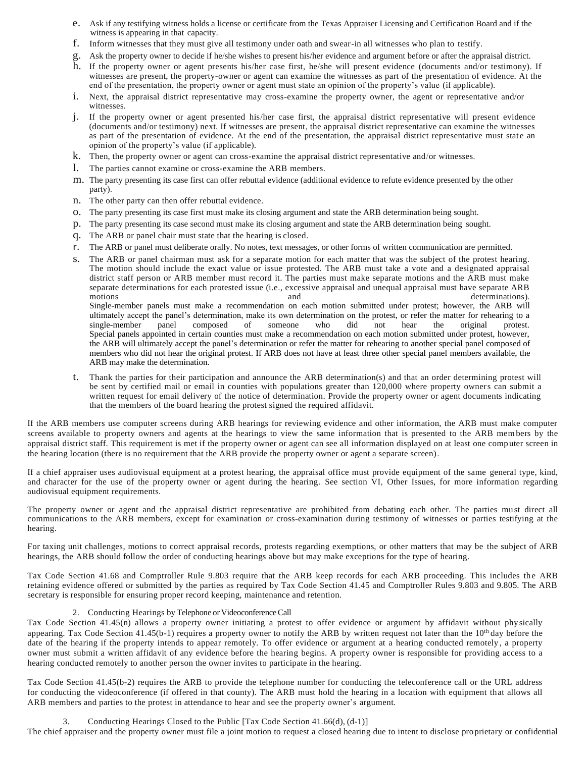e. Ask if any testifying witness holds a license or certificate from the Texas Appraiser Licensing and Certification Board and if the witness is appearing in that capacity.

f. Inform witnesses that they must give all testimony under oath and swear-in all witnesses who plan to testify.

g. Ask the property owner to decide if he/she wishes to present his/her evidence and argument before or after the appraisal district.

h. If the property owner or agent presents his/her case first, he/she will present evidence (documents and/or testimony). If witnesses are present, the property-owner or agent can examine the witnesses as part of the presentation of evidence. At the end of the presentation, the property owner or agent must state an opinion of the property's value (if applicable).

i. Next, the appraisal district representative may cross-examine the property owner, the agent or representative and/or witnesses.

j. If the property owner or agent presented his/her case first, the appraisal district representative will present evidence (documents and/or testimony) next. If witnesses are present, the appraisal district representative can examine the witnesses as part of the presentation of evidence. At the end of the presentation, the appraisal district representative must state an opinion of the property's value (if applicable).

k. Then, the property owner or agent can cross-examine the appraisal district representative and/or witnesses.

l. The parties cannot examine or cross-examine the ARB members.

m. The party presenting its case first can offer rebuttal evidence (additional evidence to refute evidence presented by the other party).

n. The other party can then offer rebuttal evidence.

o. The party presenting its case first must make its closing argument and state the ARB determination being sought.

p. The party presenting its case second must make its closing argument and state the ARB determination being sought.

q. The ARB or panel chair must state that the hearing is closed.

r. The ARB or panel must deliberate orally. No notes, text messages, or other forms of written communication are permitted.

s. The ARB or panel chairman must ask for a separate motion for each matter that was the subject of the protest hearing. The motion should include the exact value or issue protested. The ARB must take a vote and a designated appraisal district staff person or ARB member must record it. The parties must make separate motions and the ARB must make separate determinations for each protested issue (i.e., excessive appraisal and unequal appraisal must have separate ARB motions and determinations).
Single-member panels must make a recommendation on each motion submitted under protest; however, the ARB will ultimately accept the panel's determination, make its own determination on the protest, or refer the matter for rehearing to a single-member panel composed of someone who did not hear the original protest.
Special panels appointed in certain counties must make a recommendation on each motion submitted under protest, however, the ARB will ultimately accept the panel's determination or refer the matter for rehearing to another special panel composed of members who did not hear the original protest. If ARB does not have at least three other special panel members available, the ARB may make the determination.

t. Thank the parties for their participation and announce the ARB determination(s) and that an order determining protest will be sent by certified mail or email in counties with populations greater than 120,000 where property owners can submit a written request for email delivery of the notice of determination. Provide the property owner or agent documents indicating that the members of the board hearing the protest signed the required affidavit.

If the ARB members use computer screens during ARB hearings for reviewing evidence and other information, the ARB must make computer screens available to property owners and agents at the hearings to view the same information that is presented to the ARB members by the appraisal district staff. This requirement is met if the property owner or agent can see all information displayed on at least one computer screen in the hearing location (there is no requirement that the ARB provide the property owner or agent a separate screen).

If a chief appraiser uses audiovisual equipment at a protest hearing, the appraisal office must provide equipment of the same general type, kind, and character for the use of the property owner or agent during the hearing. See section VI, Other Issues, for more information regarding audiovisual equipment requirements.

The property owner or agent and the appraisal district representative are prohibited from debating each other. The parties must direct all communications to the ARB members, except for examination or cross-examination during testimony of witnesses or parties testifying at the hearing.

For taxing unit challenges, motions to correct appraisal records, protests regarding exemptions, or other matters that may be the subject of ARB hearings, the ARB should follow the order of conducting hearings above but may make exceptions for the type of hearing.

Tax Code Section 41.68 and Comptroller Rule 9.803 require that the ARB keep records for each ARB proceeding. This includes the ARB retaining evidence offered or submitted by the parties as required by Tax Code Section 41.45 and Comptroller Rules 9.803 and 9.805. The ARB secretary is responsible for ensuring proper record keeping, maintenance and retention.

2. Conducting Hearings by Telephone or Videoconference Call

Tax Code Section 41.45(n) allows a property owner initiating a protest to offer evidence or argument by affidavit without physically appearing. Tax Code Section 41.45(b-1) requires a property owner to notify the ARB by written request not later than the 10th day before the date of the hearing if the property intends to appear remotely. To offer evidence or argument at a hearing conducted remotely, a property owner must submit a written affidavit of any evidence before the hearing begins. A property owner is responsible for providing access to a hearing conducted remotely to another person the owner invites to participate in the hearing.

Tax Code Section 41.45(b-2) requires the ARB to provide the telephone number for conducting the teleconference call or the URL address for conducting the videoconference (if offered in that county). The ARB must hold the hearing in a location with equipment that allows all ARB members and parties to the protest in attendance to hear and see the property owner's argument.

3. Conducting Hearings Closed to the Public [Tax Code Section 41.66(d), (d-1)]

The chief appraiser and the property owner must file a joint motion to request a closed hearing due to intent to disclose proprietary or confidential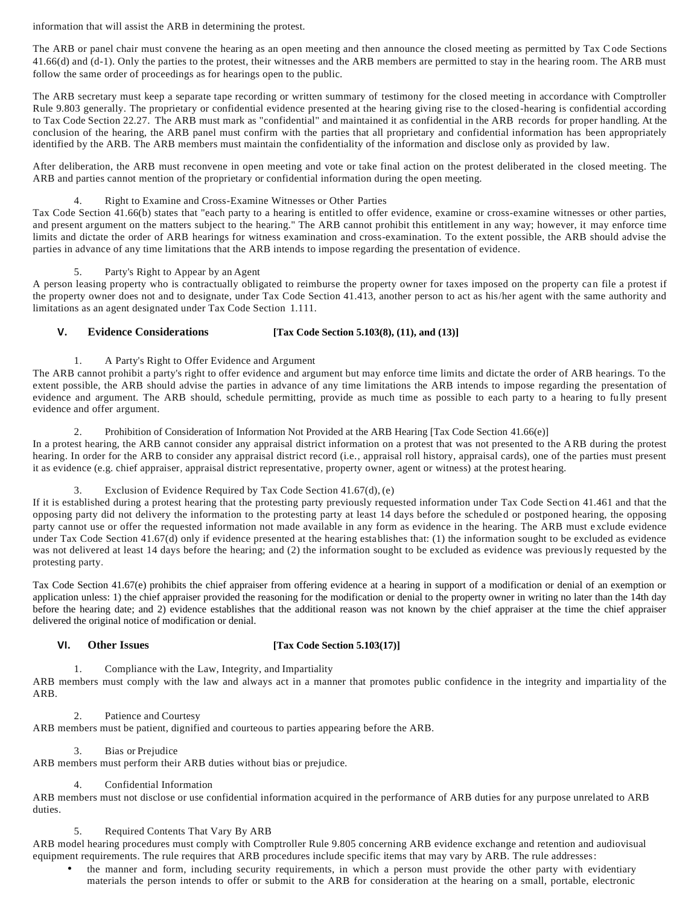information that will assist the ARB in determining the protest.

The ARB or panel chair must convene the hearing as an open meeting and then announce the closed meeting as permitted by Tax Code Sections 41.66(d) and (d-1). Only the parties to the protest, their witnesses and the ARB members are permitted to stay in the hearing room. The ARB must follow the same order of proceedings as for hearings open to the public.

The ARB secretary must keep a separate tape recording or written summary of testimony for the closed meeting in accordance with Comptroller Rule 9.803 generally. The proprietary or confidential evidence presented at the hearing giving rise to the closed-hearing is confidential according to Tax Code Section 22.27. The ARB must mark as "confidential" and maintained it as confidential in the ARB records for proper handling. At the conclusion of the hearing, the ARB panel must confirm with the parties that all proprietary and confidential information has been appropriately identified by the ARB. The ARB members must maintain the confidentiality of the information and disclose only as provided by law.

After deliberation, the ARB must reconvene in open meeting and vote or take final action on the protest deliberated in the closed meeting. The ARB and parties cannot mention of the proprietary or confidential information during the open meeting.

4. Right to Examine and Cross-Examine Witnesses or Other Parties

Tax Code Section 41.66(b) states that "each party to a hearing is entitled to offer evidence, examine or cross-examine witnesses or other parties, and present argument on the matters subject to the hearing." The ARB cannot prohibit this entitlement in any way; however, it may enforce time limits and dictate the order of ARB hearings for witness examination and cross-examination. To the extent possible, the ARB should advise the parties in advance of any time limitations that the ARB intends to impose regarding the presentation of evidence.

5. Party's Right to Appear by an Agent

A person leasing property who is contractually obligated to reimburse the property owner for taxes imposed on the property can file a protest if the property owner does not and to designate, under Tax Code Section 41.413, another person to act as his/her agent with the same authority and limitations as an agent designated under Tax Code Section 1.111.

## V. Evidence Considerations [Tax Code Section 5.103(8), (11), and (13)]

1. A Party's Right to Offer Evidence and Argument

The ARB cannot prohibit a party's right to offer evidence and argument but may enforce time limits and dictate the order of ARB hearings. To the extent possible, the ARB should advise the parties in advance of any time limitations the ARB intends to impose regarding the presentation of evidence and argument. The ARB should, schedule permitting, provide as much time as possible to each party to a hearing to fully present evidence and offer argument.

2. Prohibition of Consideration of Information Not Provided at the ARB Hearing [Tax Code Section 41.66(e)]

In a protest hearing, the ARB cannot consider any appraisal district information on a protest that was not presented to the ARB during the protest hearing. In order for the ARB to consider any appraisal district record (i.e., appraisal roll history, appraisal cards), one of the parties must present it as evidence (e.g. chief appraiser, appraisal district representative, property owner, agent or witness) at the protest hearing.

3. Exclusion of Evidence Required by Tax Code Section 41.67(d), (e)

If it is established during a protest hearing that the protesting party previously requested information under Tax Code Section 41.461 and that the opposing party did not delivery the information to the protesting party at least 14 days before the scheduled or postponed hearing, the opposing party cannot use or offer the requested information not made available in any form as evidence in the hearing. The ARB must exclude evidence under Tax Code Section 41.67(d) only if evidence presented at the hearing establishes that: (1) the information sought to be excluded as evidence was not delivered at least 14 days before the hearing; and (2) the information sought to be excluded as evidence was previously requested by the protesting party.

Tax Code Section 41.67(e) prohibits the chief appraiser from offering evidence at a hearing in support of a modification or denial of an exemption or application unless: 1) the chief appraiser provided the reasoning for the modification or denial to the property owner in writing no later than the 14th day before the hearing date; and 2) evidence establishes that the additional reason was not known by the chief appraiser at the time the chief appraiser delivered the original notice of modification or denial.

## VI. Other Issues [Tax Code Section 5.103(17)]

1. Compliance with the Law, Integrity, and Impartiality

ARB members must comply with the law and always act in a manner that promotes public confidence in the integrity and impartiality of the ARB.

2. Patience and Courtesy

ARB members must be patient, dignified and courteous to parties appearing before the ARB.

3. Bias or Prejudice

ARB members must perform their ARB duties without bias or prejudice.

4. Confidential Information

ARB members must not disclose or use confidential information acquired in the performance of ARB duties for any purpose unrelated to ARB duties.

5. Required Contents That Vary By ARB

ARB model hearing procedures must comply with Comptroller Rule 9.805 concerning ARB evidence exchange and retention and audiovisual equipment requirements. The rule requires that ARB procedures include specific items that may vary by ARB. The rule addresses:

- the manner and form, including security requirements, in which a person must provide the other party with evidentiary materials the person intends to offer or submit to the ARB for consideration at the hearing on a small, portable, electronic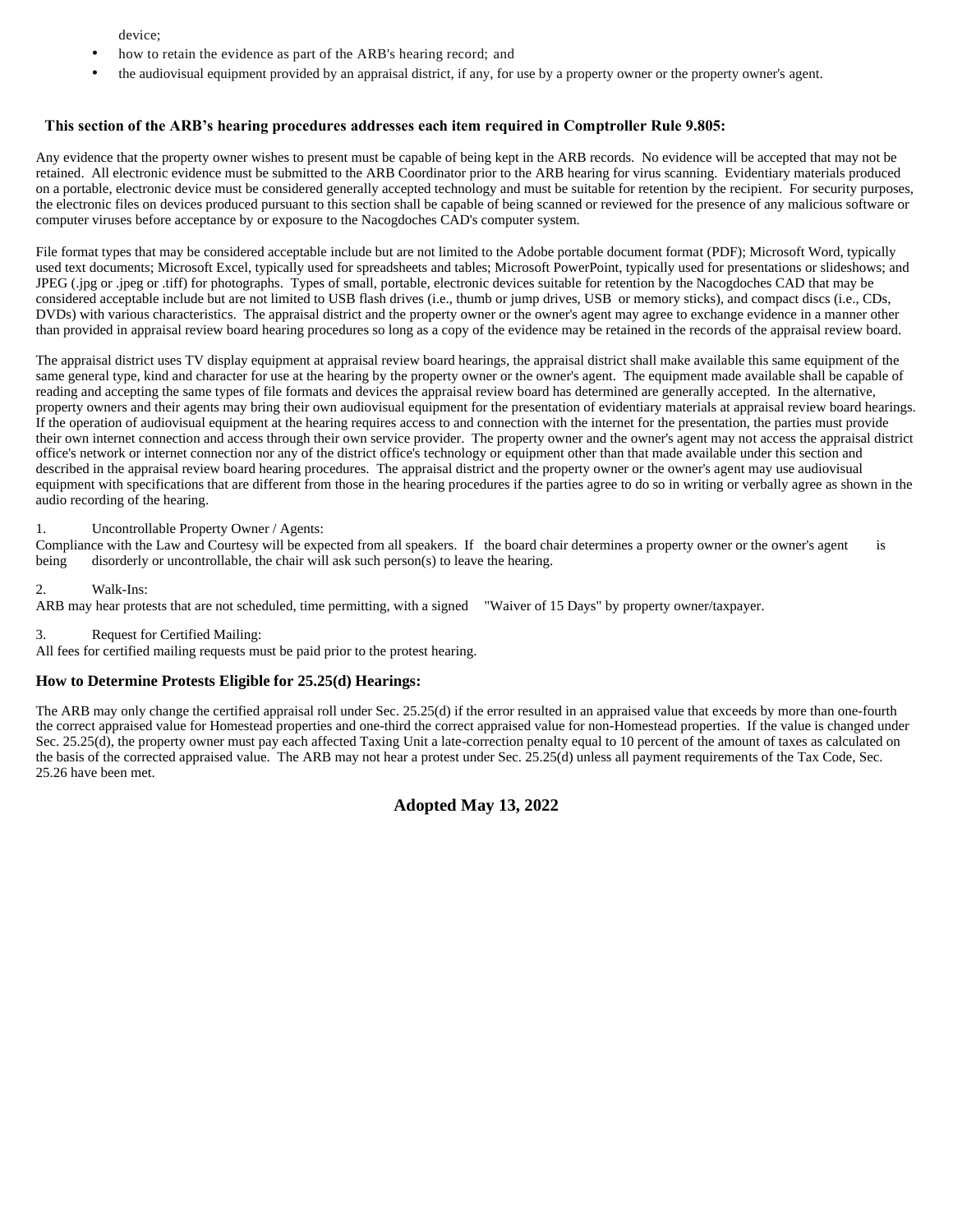device;

- how to retain the evidence as part of the ARB's hearing record; and
- the audiovisual equipment provided by an appraisal district, if any, for use by a property owner or the property owner's agent.

### This section of the ARB's hearing procedures addresses each item required in Comptroller Rule 9.805:

Any evidence that the property owner wishes to present must be capable of being kept in the ARB records. No evidence will be accepted that may not be retained. All electronic evidence must be submitted to the ARB Coordinator prior to the ARB hearing for virus scanning. Evidentiary materials produced on a portable, electronic device must be considered generally accepted technology and must be suitable for retention by the recipient. For security purposes, the electronic files on devices produced pursuant to this section shall be capable of being scanned or reviewed for the presence of any malicious software or computer viruses before acceptance by or exposure to the Nacogdoches CAD's computer system.

File format types that may be considered acceptable include but are not limited to the Adobe portable document format (PDF); Microsoft Word, typically used text documents; Microsoft Excel, typically used for spreadsheets and tables; Microsoft PowerPoint, typically used for presentations or slideshows; and JPEG (.jpg or .jpeg or .tiff) for photographs. Types of small, portable, electronic devices suitable for retention by the Nacogdoches CAD that may be considered acceptable include but are not limited to USB flash drives (i.e., thumb or jump drives, USB or memory sticks), and compact discs (i.e., CDs, DVDs) with various characteristics. The appraisal district and the property owner or the owner's agent may agree to exchange evidence in a manner other than provided in appraisal review board hearing procedures so long as a copy of the evidence may be retained in the records of the appraisal review board.

The appraisal district uses TV display equipment at appraisal review board hearings, the appraisal district shall make available this same equipment of the same general type, kind and character for use at the hearing by the property owner or the owner's agent. The equipment made available shall be capable of reading and accepting the same types of file formats and devices the appraisal review board has determined are generally accepted. In the alternative, property owners and their agents may bring their own audiovisual equipment for the presentation of evidentiary materials at appraisal review board hearings. If the operation of audiovisual equipment at the hearing requires access to and connection with the internet for the presentation, the parties must provide their own internet connection and access through their own service provider. The property owner and the owner's agent may not access the appraisal district office's network or internet connection nor any of the district office's technology or equipment other than that made available under this section and described in the appraisal review board hearing procedures. The appraisal district and the property owner or the owner's agent may use audiovisual equipment with specifications that are different from those in the hearing procedures if the parties agree to do so in writing or verbally agree as shown in the audio recording of the hearing.

1. Uncontrollable Property Owner / Agents:

Compliance with the Law and Courtesy will be expected from all speakers. If the board chair determines a property owner or the owner's agent is being disorderly or uncontrollable, the chair will ask such person(s) to leave the hearing.

2. Walk-Ins:

ARB may hear protests that are not scheduled, time permitting, with a signed "Waiver of 15 Days" by property owner/taxpayer.

3. Request for Certified Mailing:

All fees for certified mailing requests must be paid prior to the protest hearing.

### How to Determine Protests Eligible for 25.25(d) Hearings:

The ARB may only change the certified appraisal roll under Sec. 25.25(d) if the error resulted in an appraised value that exceeds by more than one-fourth the correct appraised value for Homestead properties and one-third the correct appraised value for non-Homestead properties. If the value is changed under Sec. 25.25(d), the property owner must pay each affected Taxing Unit a late-correction penalty equal to 10 percent of the amount of taxes as calculated on the basis of the corrected appraised value. The ARB may not hear a protest under Sec. 25.25(d) unless all payment requirements of the Tax Code, Sec. 25.26 have been met.

**Adopted May 13, 2022**